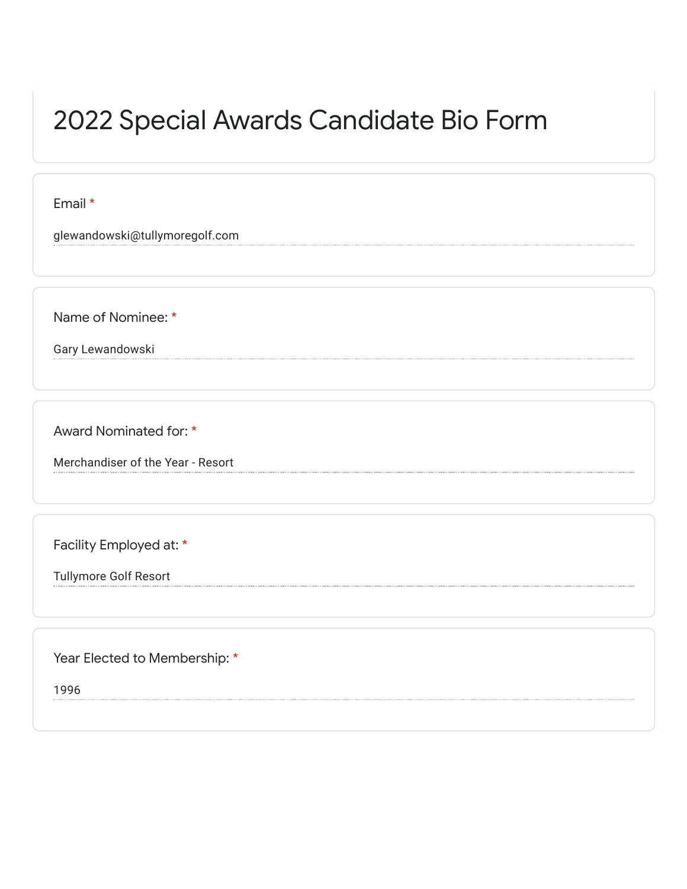# 2022 Special Awards Candidate Bio Form

Email *

glewandowski@tullymoregolf.com

Name of Nominee: *

Gary Lewandowski

Award Nominated for: *

Merchandiser of the Year - Resort

Facility Employed at: *

Tullymore Golf Resort

Year Elected to Membership: *

1996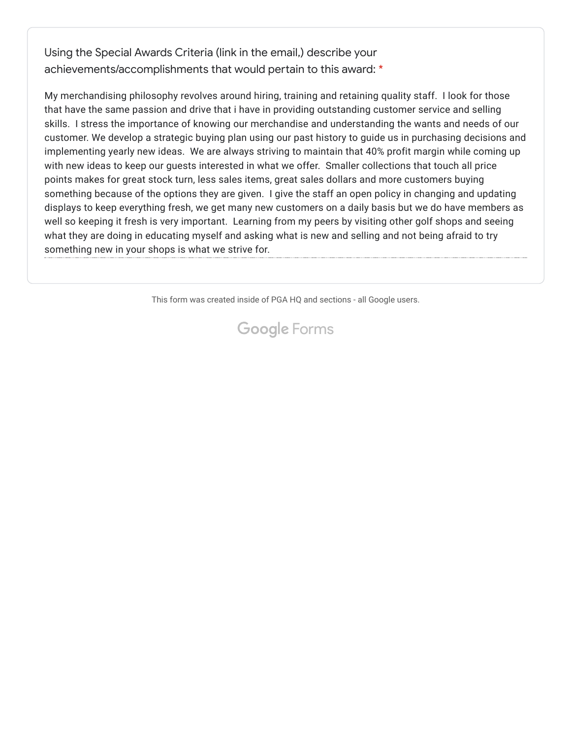Using the Special Awards Criteria (link in the email,) describe your achievements/accomplishments that would pertain to this award: *

My merchandising philosophy revolves around hiring, training and retaining quality staff.  I look for those that have the same passion and drive that i have in providing outstanding customer service and selling skills.  I stress the importance of knowing our merchandise and understanding the wants and needs of our customer. We develop a strategic buying plan using our past history to guide us in purchasing decisions and implementing yearly new ideas.  We are always striving to maintain that 40% profit margin while coming up with new ideas to keep our guests interested in what we offer.  Smaller collections that touch all price points makes for great stock turn, less sales items, great sales dollars and more customers buying something because of the options they are given.  I give the staff an open policy in changing and updating displays to keep everything fresh, we get many new customers on a daily basis but we do have members as well so keeping it fresh is very important.  Learning from my peers by visiting other golf shops and seeing what they are doing in educating myself and asking what is new and selling and not being afraid to try something new in your shops is what we strive for.

This form was created inside of PGA HQ and sections - all Google users.

Google Forms